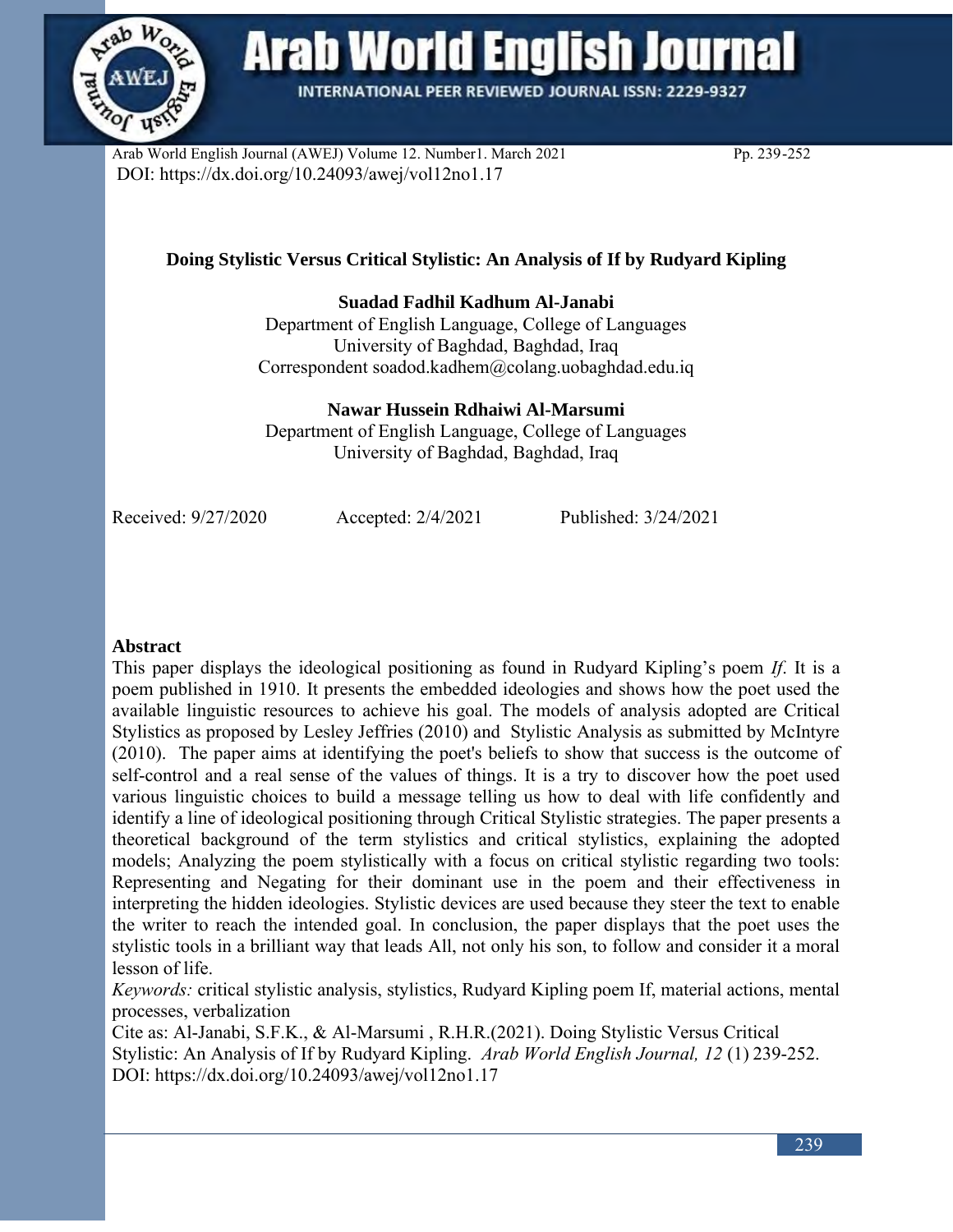Arab World English Journal (AWEJ) Volume 12. Number1. March 2021 Pp. 239-252
DOI: https://dx.doi.org/10.24093/awej/vol12no1.17

# Doing Stylistic Versus Critical Stylistic: An Analysis of If by Rudyard Kipling

**Suadad Fadhil Kadhum Al-Janabi**
Department of English Language, College of Languages
University of Baghdad, Baghdad, Iraq
Correspondent soadod.kadhem@colang.uobaghdad.edu.iq

**Nawar Hussein Rdhaiwi Al-Marsumi**
Department of English Language, College of Languages
University of Baghdad, Baghdad, Iraq

Received: 9/27/2020 Accepted: 2/4/2021 Published: 3/24/2021

## Abstract

This paper displays the ideological positioning as found in Rudyard Kipling's poem *If*. It is a poem published in 1910. It presents the embedded ideologies and shows how the poet used the available linguistic resources to achieve his goal. The models of analysis adopted are Critical Stylistics as proposed by Lesley Jeffries (2010) and Stylistic Analysis as submitted by McIntyre (2010). The paper aims at identifying the poet's beliefs to show that success is the outcome of self-control and a real sense of the values of things. It is a try to discover how the poet used various linguistic choices to build a message telling us how to deal with life confidently and identify a line of ideological positioning through Critical Stylistic strategies. The paper presents a theoretical background of the term stylistics and critical stylistics, explaining the adopted models; Analyzing the poem stylistically with a focus on critical stylistic regarding two tools: Representing and Negating for their dominant use in the poem and their effectiveness in interpreting the hidden ideologies. Stylistic devices are used because they steer the text to enable the writer to reach the intended goal. In conclusion, the paper displays that the poet uses the stylistic tools in a brilliant way that leads All, not only his son, to follow and consider it a moral lesson of life.

*Keywords:* critical stylistic analysis, stylistics, Rudyard Kipling poem If, material actions, mental processes, verbalization

Cite as: Al-Janabi, S.F.K., & Al-Marsumi , R.H.R.(2021). Doing Stylistic Versus Critical Stylistic: An Analysis of If by Rudyard Kipling. *Arab World English Journal, 12* (1) 239-252. DOI: https://dx.doi.org/10.24093/awej/vol12no1.17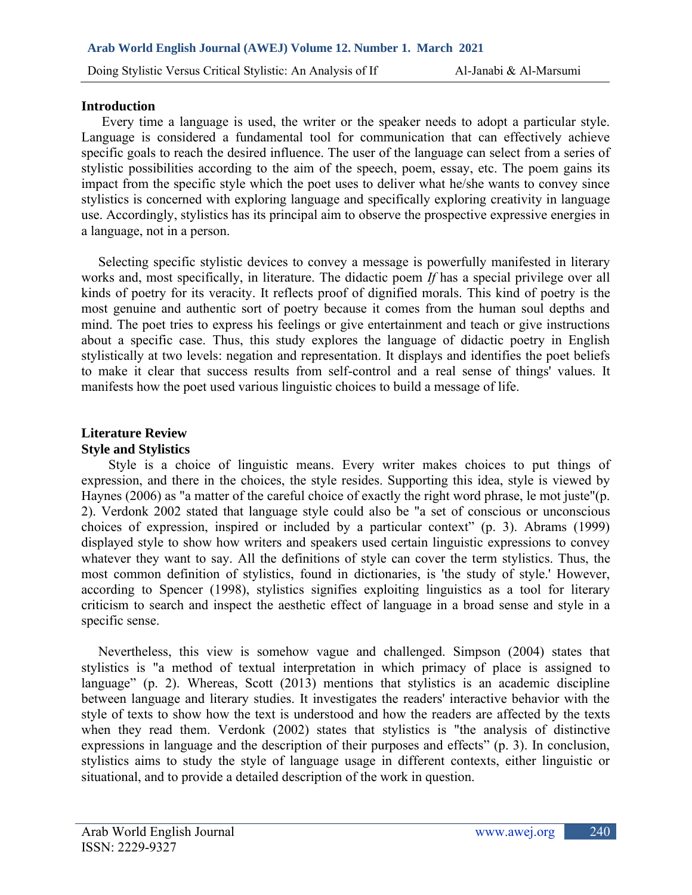## Introduction

Every time a language is used, the writer or the speaker needs to adopt a particular style. Language is considered a fundamental tool for communication that can effectively achieve specific goals to reach the desired influence. The user of the language can select from a series of stylistic possibilities according to the aim of the speech, poem, essay, etc. The poem gains its impact from the specific style which the poet uses to deliver what he/she wants to convey since stylistics is concerned with exploring language and specifically exploring creativity in language use. Accordingly, stylistics has its principal aim to observe the prospective expressive energies in a language, not in a person.

Selecting specific stylistic devices to convey a message is powerfully manifested in literary works and, most specifically, in literature. The didactic poem *If* has a special privilege over all kinds of poetry for its veracity. It reflects proof of dignified morals. This kind of poetry is the most genuine and authentic sort of poetry because it comes from the human soul depths and mind. The poet tries to express his feelings or give entertainment and teach or give instructions about a specific case. Thus, this study explores the language of didactic poetry in English stylistically at two levels: negation and representation. It displays and identifies the poet beliefs to make it clear that success results from self-control and a real sense of things' values. It manifests how the poet used various linguistic choices to build a message of life.

## Literature Review

### Style and Stylistics

Style is a choice of linguistic means. Every writer makes choices to put things of expression, and there in the choices, the style resides. Supporting this idea, style is viewed by Haynes (2006) as "a matter of the careful choice of exactly the right word phrase, le mot juste"(p. 2). Verdonk 2002 stated that language style could also be "a set of conscious or unconscious choices of expression, inspired or included by a particular context" (p. 3). Abrams (1999) displayed style to show how writers and speakers used certain linguistic expressions to convey whatever they want to say. All the definitions of style can cover the term stylistics. Thus, the most common definition of stylistics, found in dictionaries, is 'the study of style.' However, according to Spencer (1998), stylistics signifies exploiting linguistics as a tool for literary criticism to search and inspect the aesthetic effect of language in a broad sense and style in a specific sense.

Nevertheless, this view is somehow vague and challenged. Simpson (2004) states that stylistics is "a method of textual interpretation in which primacy of place is assigned to language" (p. 2). Whereas, Scott (2013) mentions that stylistics is an academic discipline between language and literary studies. It investigates the readers' interactive behavior with the style of texts to show how the text is understood and how the readers are affected by the texts when they read them. Verdonk (2002) states that stylistics is "the analysis of distinctive expressions in language and the description of their purposes and effects" (p. 3). In conclusion, stylistics aims to study the style of language usage in different contexts, either linguistic or situational, and to provide a detailed description of the work in question.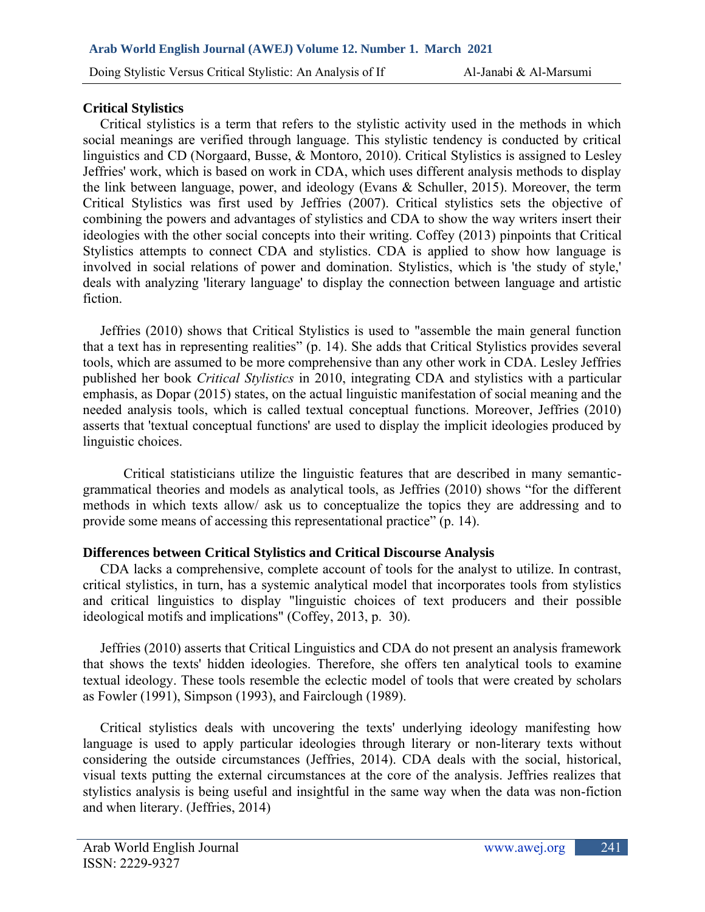## Critical Stylistics

Critical stylistics is a term that refers to the stylistic activity used in the methods in which social meanings are verified through language. This stylistic tendency is conducted by critical linguistics and CD (Norgaard, Busse, & Montoro, 2010). Critical Stylistics is assigned to Lesley Jeffries' work, which is based on work in CDA, which uses different analysis methods to display the link between language, power, and ideology (Evans & Schuller, 2015). Moreover, the term Critical Stylistics was first used by Jeffries (2007). Critical stylistics sets the objective of combining the powers and advantages of stylistics and CDA to show the way writers insert their ideologies with the other social concepts into their writing. Coffey (2013) pinpoints that Critical Stylistics attempts to connect CDA and stylistics. CDA is applied to show how language is involved in social relations of power and domination. Stylistics, which is 'the study of style,' deals with analyzing 'literary language' to display the connection between language and artistic fiction.

Jeffries (2010) shows that Critical Stylistics is used to "assemble the main general function that a text has in representing realities" (p. 14). She adds that Critical Stylistics provides several tools, which are assumed to be more comprehensive than any other work in CDA. Lesley Jeffries published her book *Critical Stylistics* in 2010, integrating CDA and stylistics with a particular emphasis, as Dopar (2015) states, on the actual linguistic manifestation of social meaning and the needed analysis tools, which is called textual conceptual functions. Moreover, Jeffries (2010) asserts that 'textual conceptual functions' are used to display the implicit ideologies produced by linguistic choices.

Critical statisticians utilize the linguistic features that are described in many semantic-grammatical theories and models as analytical tools, as Jeffries (2010) shows "for the different methods in which texts allow/ ask us to conceptualize the topics they are addressing and to provide some means of accessing this representational practice" (p. 14).

## Differences between Critical Stylistics and Critical Discourse Analysis

CDA lacks a comprehensive, complete account of tools for the analyst to utilize. In contrast, critical stylistics, in turn, has a systemic analytical model that incorporates tools from stylistics and critical linguistics to display "linguistic choices of text producers and their possible ideological motifs and implications" (Coffey, 2013, p. 30).

Jeffries (2010) asserts that Critical Linguistics and CDA do not present an analysis framework that shows the texts' hidden ideologies. Therefore, she offers ten analytical tools to examine textual ideology. These tools resemble the eclectic model of tools that were created by scholars as Fowler (1991), Simpson (1993), and Fairclough (1989).

Critical stylistics deals with uncovering the texts' underlying ideology manifesting how language is used to apply particular ideologies through literary or non-literary texts without considering the outside circumstances (Jeffries, 2014). CDA deals with the social, historical, visual texts putting the external circumstances at the core of the analysis. Jeffries realizes that stylistics analysis is being useful and insightful in the same way when the data was non-fiction and when literary. (Jeffries, 2014)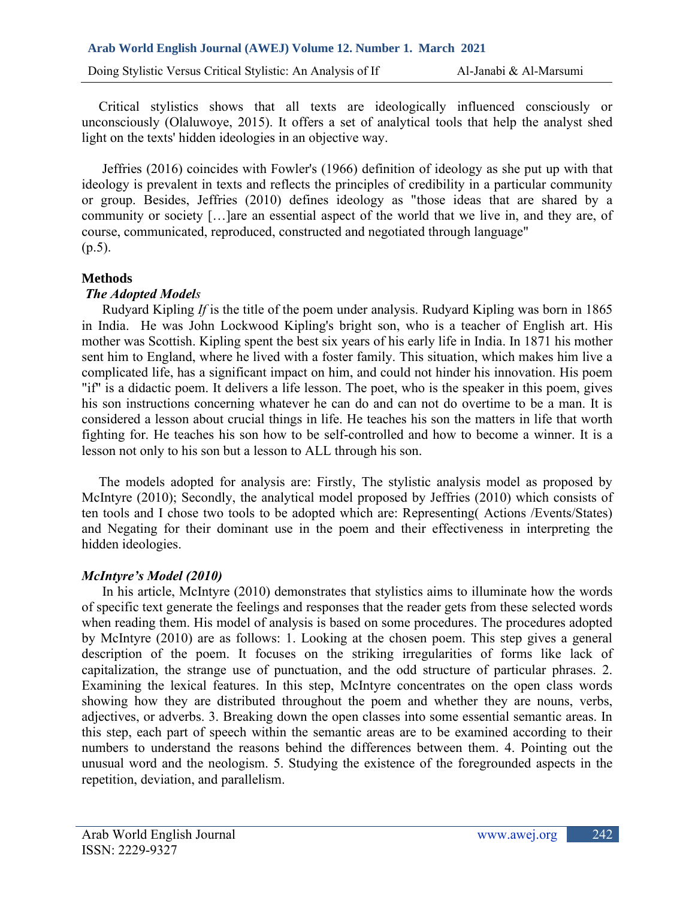Critical stylistics shows that all texts are ideologically influenced consciously or unconsciously (Olaluwoye, 2015). It offers a set of analytical tools that help the analyst shed light on the texts' hidden ideologies in an objective way.

Jeffries (2016) coincides with Fowler's (1966) definition of ideology as she put up with that ideology is prevalent in texts and reflects the principles of credibility in a particular community or group. Besides, Jeffries (2010) defines ideology as "those ideas that are shared by a community or society […]are an essential aspect of the world that we live in, and they are, of course, communicated, reproduced, constructed and negotiated through language" (p.5).

## Methods

### *The Adopted Models*

Rudyard Kipling *If* is the title of the poem under analysis. Rudyard Kipling was born in 1865 in India. He was John Lockwood Kipling's bright son, who is a teacher of English art. His mother was Scottish. Kipling spent the best six years of his early life in India. In 1871 his mother sent him to England, where he lived with a foster family. This situation, which makes him live a complicated life, has a significant impact on him, and could not hinder his innovation. His poem "if" is a didactic poem. It delivers a life lesson. The poet, who is the speaker in this poem, gives his son instructions concerning whatever he can do and can not do overtime to be a man. It is considered a lesson about crucial things in life. He teaches his son the matters in life that worth fighting for. He teaches his son how to be self-controlled and how to become a winner. It is a lesson not only to his son but a lesson to ALL through his son.

The models adopted for analysis are: Firstly, The stylistic analysis model as proposed by McIntyre (2010); Secondly, the analytical model proposed by Jeffries (2010) which consists of ten tools and I chose two tools to be adopted which are: Representing( Actions /Events/States) and Negating for their dominant use in the poem and their effectiveness in interpreting the hidden ideologies.

### *McIntyre's Model (2010)*

In his article, McIntyre (2010) demonstrates that stylistics aims to illuminate how the words of specific text generate the feelings and responses that the reader gets from these selected words when reading them. His model of analysis is based on some procedures. The procedures adopted by McIntyre (2010) are as follows: 1. Looking at the chosen poem. This step gives a general description of the poem. It focuses on the striking irregularities of forms like lack of capitalization, the strange use of punctuation, and the odd structure of particular phrases. 2. Examining the lexical features. In this step, McIntyre concentrates on the open class words showing how they are distributed throughout the poem and whether they are nouns, verbs, adjectives, or adverbs. 3. Breaking down the open classes into some essential semantic areas. In this step, each part of speech within the semantic areas are to be examined according to their numbers to understand the reasons behind the differences between them. 4. Pointing out the unusual word and the neologism. 5. Studying the existence of the foregrounded aspects in the repetition, deviation, and parallelism.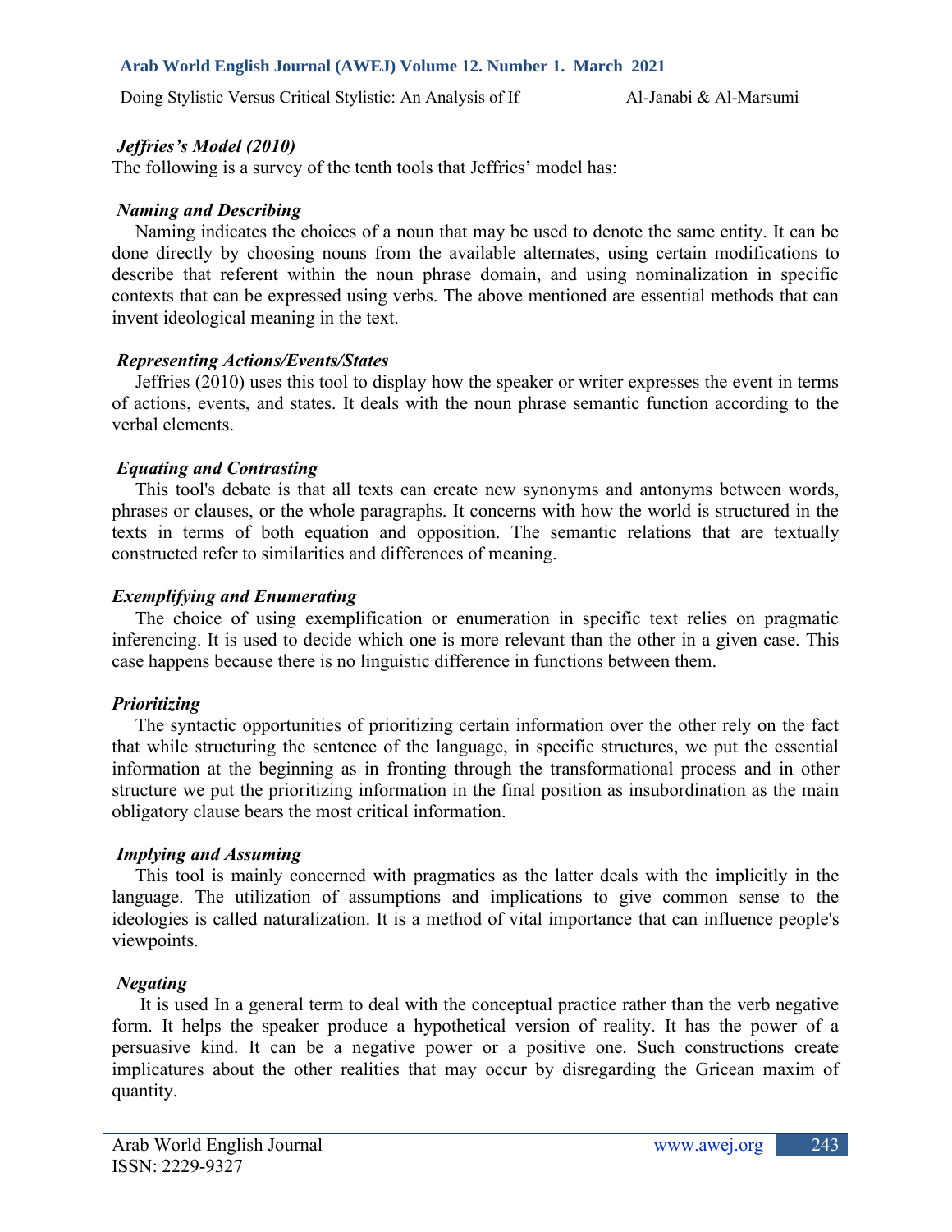### *Jeffries's Model (2010)*

The following is a survey of the tenth tools that Jeffries' model has:

#### *Naming and Describing*

Naming indicates the choices of a noun that may be used to denote the same entity. It can be done directly by choosing nouns from the available alternates, using certain modifications to describe that referent within the noun phrase domain, and using nominalization in specific contexts that can be expressed using verbs. The above mentioned are essential methods that can invent ideological meaning in the text.

#### *Representing Actions/Events/States*

Jeffries (2010) uses this tool to display how the speaker or writer expresses the event in terms of actions, events, and states. It deals with the noun phrase semantic function according to the verbal elements.

#### *Equating and Contrasting*

This tool's debate is that all texts can create new synonyms and antonyms between words, phrases or clauses, or the whole paragraphs. It concerns with how the world is structured in the texts in terms of both equation and opposition. The semantic relations that are textually constructed refer to similarities and differences of meaning.

#### *Exemplifying and Enumerating*

The choice of using exemplification or enumeration in specific text relies on pragmatic inferencing. It is used to decide which one is more relevant than the other in a given case. This case happens because there is no linguistic difference in functions between them.

#### *Prioritizing*

The syntactic opportunities of prioritizing certain information over the other rely on the fact that while structuring the sentence of the language, in specific structures, we put the essential information at the beginning as in fronting through the transformational process and in other structure we put the prioritizing information in the final position as insubordination as the main obligatory clause bears the most critical information.

#### *Implying and Assuming*

This tool is mainly concerned with pragmatics as the latter deals with the implicitly in the language. The utilization of assumptions and implications to give common sense to the ideologies is called naturalization. It is a method of vital importance that can influence people's viewpoints.

#### *Negating*

It is used In a general term to deal with the conceptual practice rather than the verb negative form. It helps the speaker produce a hypothetical version of reality. It has the power of a persuasive kind. It can be a negative power or a positive one. Such constructions create implicatures about the other realities that may occur by disregarding the Gricean maxim of quantity.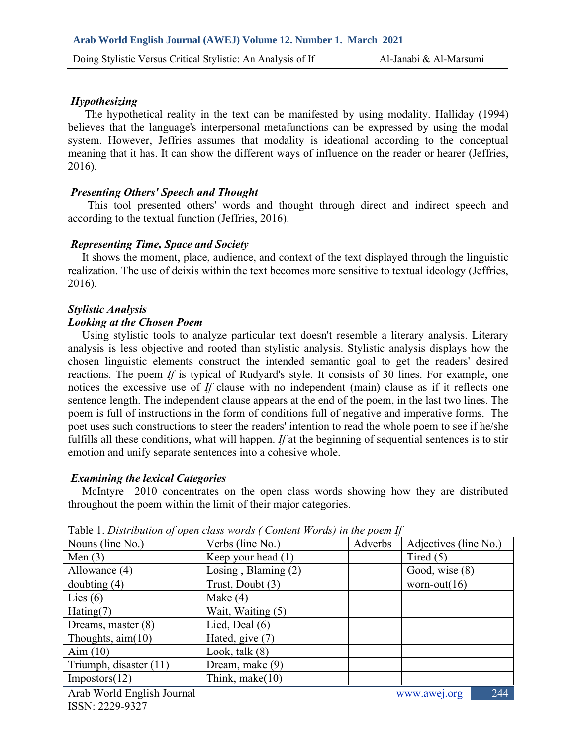### *Hypothesizing*

The hypothetical reality in the text can be manifested by using modality. Halliday (1994) believes that the language's interpersonal metafunctions can be expressed by using the modal system. However, Jeffries assumes that modality is ideational according to the conceptual meaning that it has. It can show the different ways of influence on the reader or hearer (Jeffries, 2016).

### *Presenting Others' Speech and Thought*

This tool presented others' words and thought through direct and indirect speech and according to the textual function (Jeffries, 2016).

### *Representing Time, Space and Society*

It shows the moment, place, audience, and context of the text displayed through the linguistic realization. The use of deixis within the text becomes more sensitive to textual ideology (Jeffries, 2016).

## *Stylistic Analysis*

### *Looking at the Chosen Poem*

Using stylistic tools to analyze particular text doesn't resemble a literary analysis. Literary analysis is less objective and rooted than stylistic analysis. Stylistic analysis displays how the chosen linguistic elements construct the intended semantic goal to get the readers' desired reactions. The poem *If* is typical of Rudyard's style. It consists of 30 lines. For example, one notices the excessive use of *If* clause with no independent (main) clause as if it reflects one sentence length. The independent clause appears at the end of the poem, in the last two lines. The poem is full of instructions in the form of conditions full of negative and imperative forms. The poet uses such constructions to steer the readers' intention to read the whole poem to see if he/she fulfills all these conditions, what will happen. *If* at the beginning of sequential sentences is to stir emotion and unify separate sentences into a cohesive whole.

### *Examining the lexical Categories*

McIntyre 2010 concentrates on the open class words showing how they are distributed throughout the poem within the limit of their major categories.

Table 1. *Distribution of open class words ( Content Words) in the poem If*

| Nouns (line No.) | Verbs (line No.) | Adverbs | Adjectives (line No.) |
|---|---|---|---|
| Men (3) | Keep your head (1) | | Tired (5) |
| Allowance (4) | Losing , Blaming (2) | | Good, wise (8) |
| doubting (4) | Trust, Doubt (3) | | worn-out(16) |
| Lies (6) | Make (4) | | |
| Hating(7) | Wait, Waiting (5) | | |
| Dreams, master (8) | Lied, Deal (6) | | |
| Thoughts, aim(10) | Hated, give (7) | | |
| Aim (10) | Look, talk (8) | | |
| Triumph, disaster (11) | Dream, make (9) | | |
| Impostors(12) | Think, make(10) | | |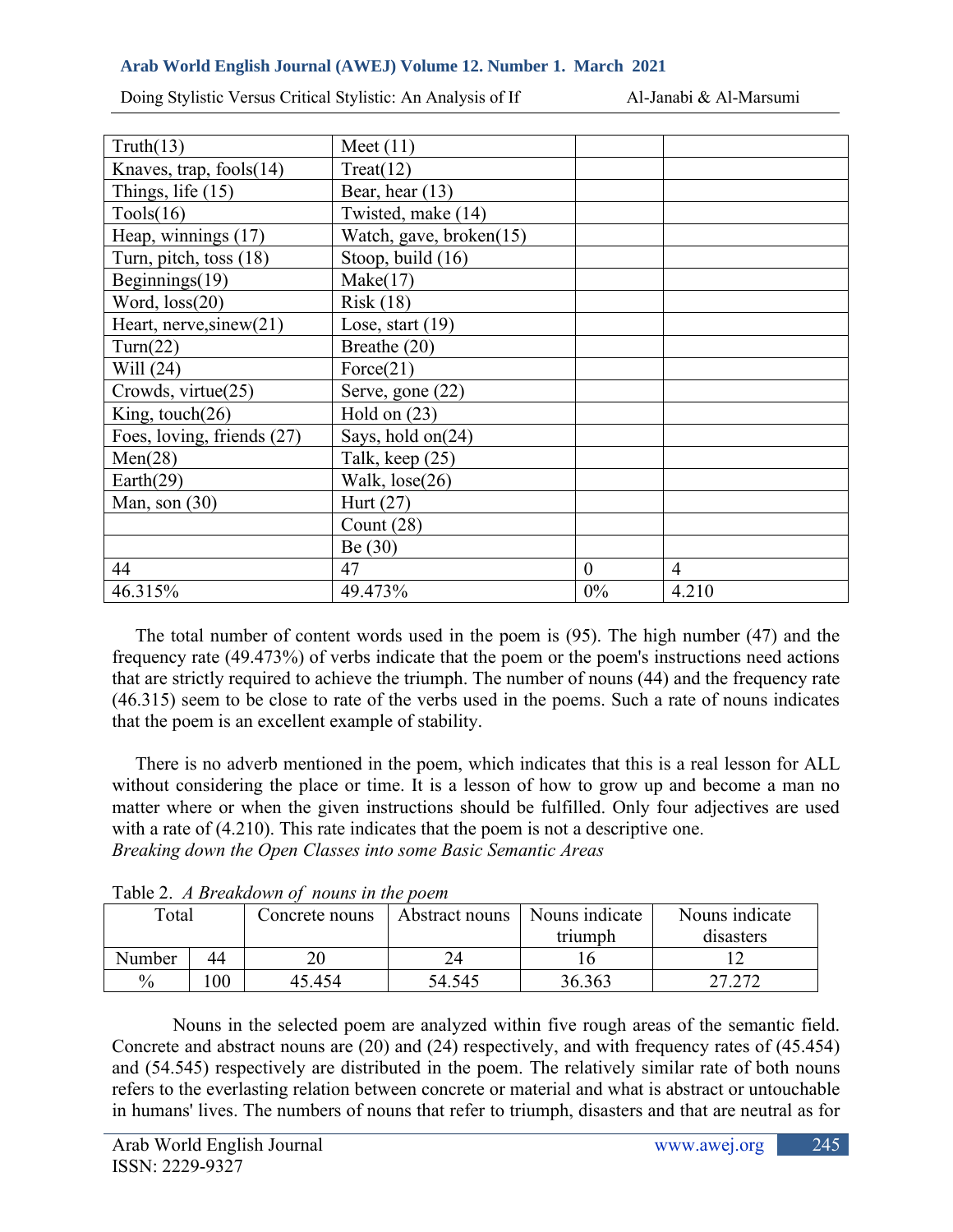| Truth(13) | Meet (11) | | |
|---|---|---|---|
| Knaves, trap, fools(14) | Treat(12) | | |
| Things, life (15) | Bear, hear (13) | | |
| Tools(16) | Twisted, make (14) | | |
| Heap, winnings (17) | Watch, gave, broken(15) | | |
| Turn, pitch, toss (18) | Stoop, build (16) | | |
| Beginnings(19) | Make(17) | | |
| Word, loss(20) | Risk (18) | | |
| Heart, nerve,sinew(21) | Lose, start (19) | | |
| Turn(22) | Breathe (20) | | |
| Will (24) | Force(21) | | |
| Crowds, virtue(25) | Serve, gone (22) | | |
| King, touch(26) | Hold on (23) | | |
| Foes, loving, friends (27) | Says, hold on(24) | | |
| Men(28) | Talk, keep (25) | | |
| Earth(29) | Walk, lose(26) | | |
| Man, son (30) | Hurt (27) | | |
| | Count (28) | | |
| | Be (30) | | |
| 44 | 47 | 0 | 4 |
| 46.315% | 49.473% | 0% | 4.210 |

The total number of content words used in the poem is (95). The high number (47) and the frequency rate (49.473%) of verbs indicate that the poem or the poem's instructions need actions that are strictly required to achieve the triumph. The number of nouns (44) and the frequency rate (46.315) seem to be close to rate of the verbs used in the poems. Such a rate of nouns indicates that the poem is an excellent example of stability.

There is no adverb mentioned in the poem, which indicates that this is a real lesson for ALL without considering the place or time. It is a lesson of how to grow up and become a man no matter where or when the given instructions should be fulfilled. Only four adjectives are used with a rate of (4.210). This rate indicates that the poem is not a descriptive one.

*Breaking down the Open Classes into some Basic Semantic Areas*

Table 2. *A Breakdown of nouns in the poem*

| Total | | Concrete nouns | Abstract nouns | Nouns indicate triumph | Nouns indicate disasters |
|---|---|---|---|---|---|
| Number | 44 | 20 | 24 | 16 | 12 |
| % | 100 | 45.454 | 54.545 | 36.363 | 27.272 |

Nouns in the selected poem are analyzed within five rough areas of the semantic field. Concrete and abstract nouns are (20) and (24) respectively, and with frequency rates of (45.454) and (54.545) respectively are distributed in the poem. The relatively similar rate of both nouns refers to the everlasting relation between concrete or material and what is abstract or untouchable in humans' lives. The numbers of nouns that refer to triumph, disasters and that are neutral as for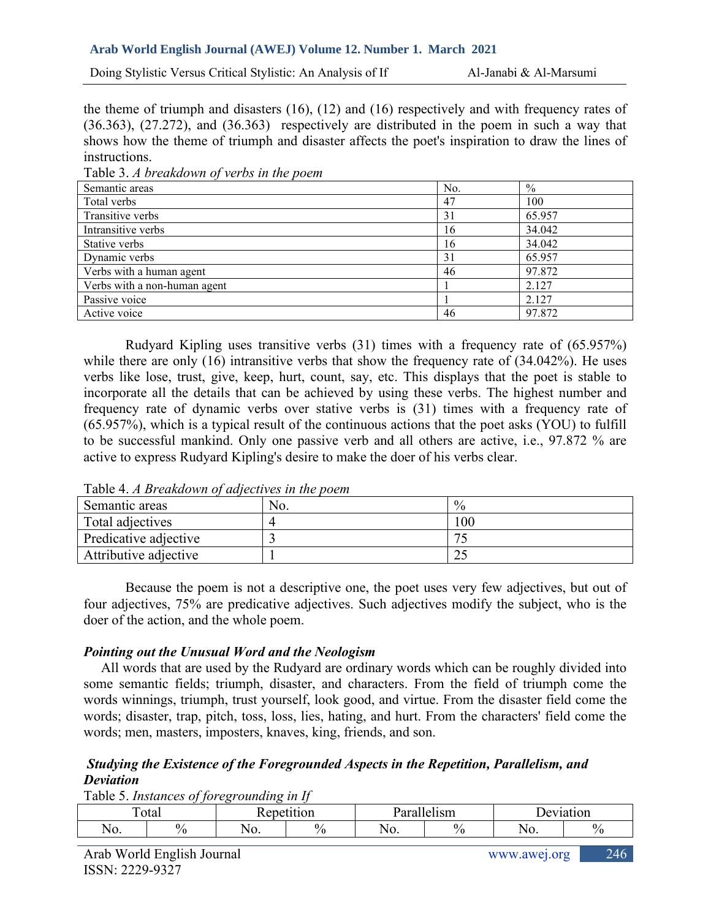the theme of triumph and disasters (16), (12) and (16) respectively and with frequency rates of (36.363), (27.272), and (36.363) respectively are distributed in the poem in such a way that shows how the theme of triumph and disaster affects the poet's inspiration to draw the lines of instructions.

Table 3. *A breakdown of verbs in the poem*

| Semantic areas | No. | % |
|---|---|---|
| Total verbs | 47 | 100 |
| Transitive verbs | 31 | 65.957 |
| Intransitive verbs | 16 | 34.042 |
| Stative verbs | 16 | 34.042 |
| Dynamic verbs | 31 | 65.957 |
| Verbs with a human agent | 46 | 97.872 |
| Verbs with a non-human agent | 1 | 2.127 |
| Passive voice | 1 | 2.127 |
| Active voice | 46 | 97.872 |

Rudyard Kipling uses transitive verbs (31) times with a frequency rate of (65.957%) while there are only (16) intransitive verbs that show the frequency rate of (34.042%). He uses verbs like lose, trust, give, keep, hurt, count, say, etc. This displays that the poet is stable to incorporate all the details that can be achieved by using these verbs. The highest number and frequency rate of dynamic verbs over stative verbs is (31) times with a frequency rate of (65.957%), which is a typical result of the continuous actions that the poet asks (YOU) to fulfill to be successful mankind. Only one passive verb and all others are active, i.e., 97.872 % are active to express Rudyard Kipling's desire to make the doer of his verbs clear.

Table 4. *A Breakdown of adjectives in the poem*

| Semantic areas | No. | % |
|---|---|---|
| Total adjectives | 4 | 100 |
| Predicative adjective | 3 | 75 |
| Attributive adjective | 1 | 25 |

Because the poem is not a descriptive one, the poet uses very few adjectives, but out of four adjectives, 75% are predicative adjectives. Such adjectives modify the subject, who is the doer of the action, and the whole poem.

### *Pointing out the Unusual Word and the Neologism*

All words that are used by the Rudyard are ordinary words which can be roughly divided into some semantic fields; triumph, disaster, and characters. From the field of triumph come the words winnings, triumph, trust yourself, look good, and virtue. From the disaster field come the words; disaster, trap, pitch, toss, loss, lies, hating, and hurt. From the characters' field come the words; men, masters, imposters, knaves, king, friends, and son.

### *Studying the Existence of the Foregrounded Aspects in the Repetition, Parallelism, and Deviation*

Table 5. *Instances of foregrounding in If*

| Total | | Repetition | | Parallelism | | Deviation | |
|---|---|---|---|---|---|---|---|
| No. | % | No. | % | No. | % | No. | % |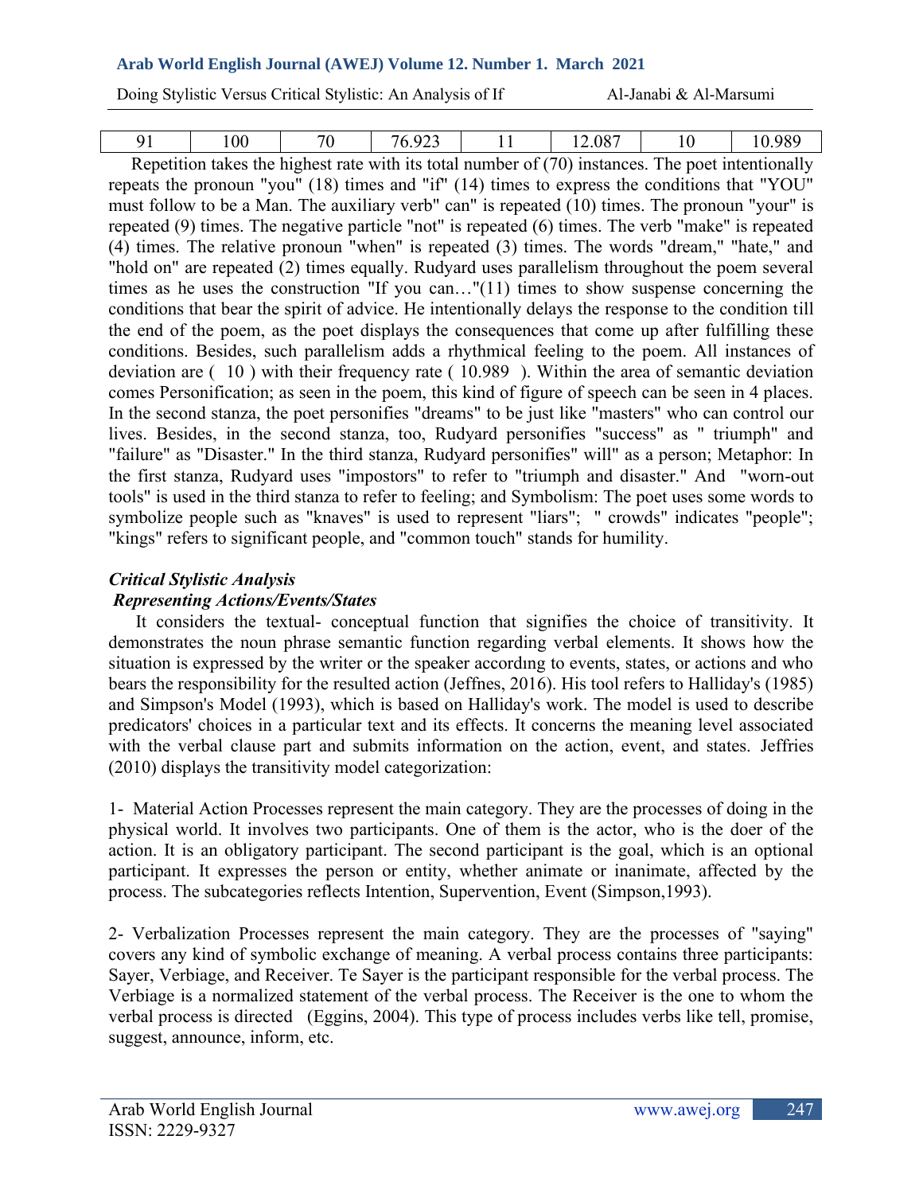| 91 | 100 | 70 | 76.923 | 11 | 12.087 | 10 | 10.989 |
|---|---|---|---|---|---|---|---|

Repetition takes the highest rate with its total number of (70) instances. The poet intentionally repeats the pronoun "you" (18) times and "if" (14) times to express the conditions that "YOU" must follow to be a Man. The auxiliary verb" can" is repeated (10) times. The pronoun "your" is repeated (9) times. The negative particle "not" is repeated (6) times. The verb "make" is repeated (4) times. The relative pronoun "when" is repeated (3) times. The words "dream," "hate," and "hold on" are repeated (2) times equally. Rudyard uses parallelism throughout the poem several times as he uses the construction "If you can…"(11) times to show suspense concerning the conditions that bear the spirit of advice. He intentionally delays the response to the condition till the end of the poem, as the poet displays the consequences that come up after fulfilling these conditions. Besides, such parallelism adds a rhythmical feeling to the poem. All instances of deviation are ( 10 ) with their frequency rate ( 10.989 ). Within the area of semantic deviation comes Personification; as seen in the poem, this kind of figure of speech can be seen in 4 places. In the second stanza, the poet personifies "dreams" to be just like "masters" who can control our lives. Besides, in the second stanza, too, Rudyard personifies "success" as " triumph" and "failure" as "Disaster." In the third stanza, Rudyard personifies" will" as a person; Metaphor: In the first stanza, Rudyard uses "impostors" to refer to "triumph and disaster." And "worn-out tools" is used in the third stanza to refer to feeling; and Symbolism: The poet uses some words to symbolize people such as "knaves" is used to represent "liars"; " crowds" indicates "people"; "kings" refers to significant people, and "common touch" stands for humility.

***Critical Stylistic Analysis***

***Representing Actions/Events/States***

It considers the textual- conceptual function that signifies the choice of transitivity. It demonstrates the noun phrase semantic function regarding verbal elements. It shows how the situation is expressed by the writer or the speaker accordıng to events, states, or actions and who bears the responsibility for the resulted action (Jeffnes, 2016). His tool refers to Halliday's (1985) and Simpson's Model (1993), which is based on Halliday's work. The model is used to describe predicators' choices in a particular text and its effects. It concerns the meaning level associated with the verbal clause part and submits information on the action, event, and states. Jeffries (2010) displays the transitivity model categorization:

1- Material Action Processes represent the main category. They are the processes of doing in the physical world. It involves two participants. One of them is the actor, who is the doer of the action. It is an obligatory participant. The second participant is the goal, which is an optional participant. It expresses the person or entity, whether animate or inanimate, affected by the process. The subcategories reflects Intention, Supervention, Event (Simpson,1993).

2- Verbalization Processes represent the main category. They are the processes of "saying" covers any kind of symbolic exchange of meaning. A verbal process contains three participants: Sayer, Verbiage, and Receiver. Te Sayer is the participant responsible for the verbal process. The Verbiage is a normalized statement of the verbal process. The Receiver is the one to whom the verbal process is directed (Eggins, 2004). This type of process includes verbs like tell, promise, suggest, announce, inform, etc.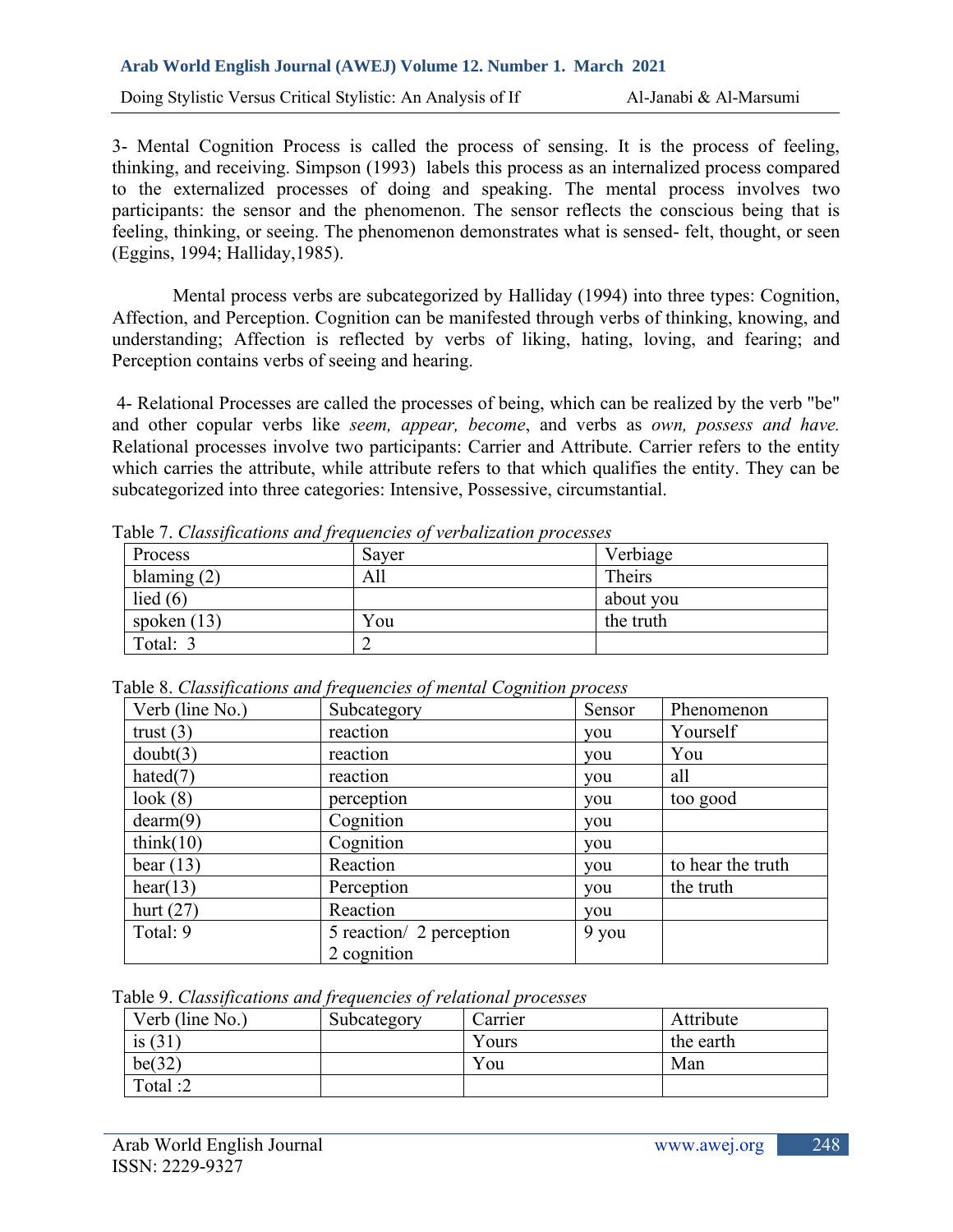3- Mental Cognition Process is called the process of sensing. It is the process of feeling, thinking, and receiving. Simpson (1993) labels this process as an internalized process compared to the externalized processes of doing and speaking. The mental process involves two participants: the sensor and the phenomenon. The sensor reflects the conscious being that is feeling, thinking, or seeing. The phenomenon demonstrates what is sensed- felt, thought, or seen (Eggins, 1994; Halliday,1985).

Mental process verbs are subcategorized by Halliday (1994) into three types: Cognition, Affection, and Perception. Cognition can be manifested through verbs of thinking, knowing, and understanding; Affection is reflected by verbs of liking, hating, loving, and fearing; and Perception contains verbs of seeing and hearing.

4- Relational Processes are called the processes of being, which can be realized by the verb "be" and other copular verbs like *seem, appear, become*, and verbs as *own, possess and have.* Relational processes involve two participants: Carrier and Attribute. Carrier refers to the entity which carries the attribute, while attribute refers to that which qualifies the entity. They can be subcategorized into three categories: Intensive, Possessive, circumstantial.

Table 7. *Classifications and frequencies of verbalization processes*

| Process | Sayer | Verbiage |
|---|---|---|
| blaming (2) | All | Theirs |
| lied (6) | | about you |
| spoken (13) | You | the truth |
| Total: 3 | 2 | |

Table 8. *Classifications and frequencies of mental Cognition process*

| Verb (line No.) | Subcategory | Sensor | Phenomenon |
|---|---|---|---|
| trust (3) | reaction | you | Yourself |
| doubt(3) | reaction | you | You |
| hated(7) | reaction | you | all |
| look (8) | perception | you | too good |
| dearm(9) | Cognition | you | |
| think(10) | Cognition | you | |
| bear (13) | Reaction | you | to hear the truth |
| hear(13) | Perception | you | the truth |
| hurt (27) | Reaction | you | |
| Total: 9 | 5 reaction/ 2 perception 2 cognition | 9 you | |

Table 9. *Classifications and frequencies of relational processes*

| Verb (line No.) | Subcategory | Carrier | Attribute |
|---|---|---|---|
| is (31) | | Yours | the earth |
| be(32) | | You | Man |
| Total :2 | | | |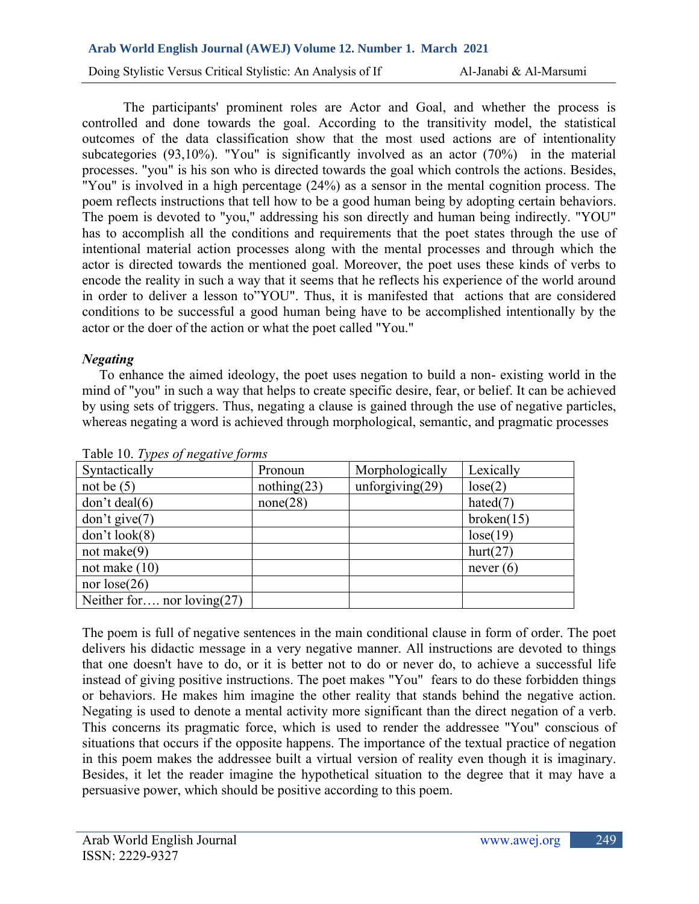The participants' prominent roles are Actor and Goal, and whether the process is controlled and done towards the goal. According to the transitivity model, the statistical outcomes of the data classification show that the most used actions are of intentionality subcategories (93,10%). "You" is significantly involved as an actor (70%) in the material processes. "you" is his son who is directed towards the goal which controls the actions. Besides, "You" is involved in a high percentage (24%) as a sensor in the mental cognition process. The poem reflects instructions that tell how to be a good human being by adopting certain behaviors. The poem is devoted to "you," addressing his son directly and human being indirectly. "YOU" has to accomplish all the conditions and requirements that the poet states through the use of intentional material action processes along with the mental processes and through which the actor is directed towards the mentioned goal. Moreover, the poet uses these kinds of verbs to encode the reality in such a way that it seems that he reflects his experience of the world around in order to deliver a lesson to"YOU". Thus, it is manifested that actions that are considered conditions to be successful a good human being have to be accomplished intentionally by the actor or the doer of the action or what the poet called "You."

***Negating***

To enhance the aimed ideology, the poet uses negation to build a non- existing world in the mind of "you" in such a way that helps to create specific desire, fear, or belief. It can be achieved by using sets of triggers. Thus, negating a clause is gained through the use of negative particles, whereas negating a word is achieved through morphological, semantic, and pragmatic processes

Table 10. *Types of negative forms*

| Syntactically | Pronoun | Morphologically | Lexically |
|---|---|---|---|
| not be (5) | nothing(23) | unforgiving(29) | lose(2) |
| don't deal(6) | none(28) | | hated(7) |
| don't give(7) | | | broken(15) |
| don't look(8) | | | lose(19) |
| not make(9) | | | hurt(27) |
| not make (10) | | | never (6) |
| nor lose(26) | | | |
| Neither for…. nor loving(27) | | | |

The poem is full of negative sentences in the main conditional clause in form of order. The poet delivers his didactic message in a very negative manner. All instructions are devoted to things that one doesn't have to do, or it is better not to do or never do, to achieve a successful life instead of giving positive instructions. The poet makes "You" fears to do these forbidden things or behaviors. He makes him imagine the other reality that stands behind the negative action. Negating is used to denote a mental activity more significant than the direct negation of a verb. This concerns its pragmatic force, which is used to render the addressee "You" conscious of situations that occurs if the opposite happens. The importance of the textual practice of negation in this poem makes the addressee built a virtual version of reality even though it is imaginary. Besides, it let the reader imagine the hypothetical situation to the degree that it may have a persuasive power, which should be positive according to this poem.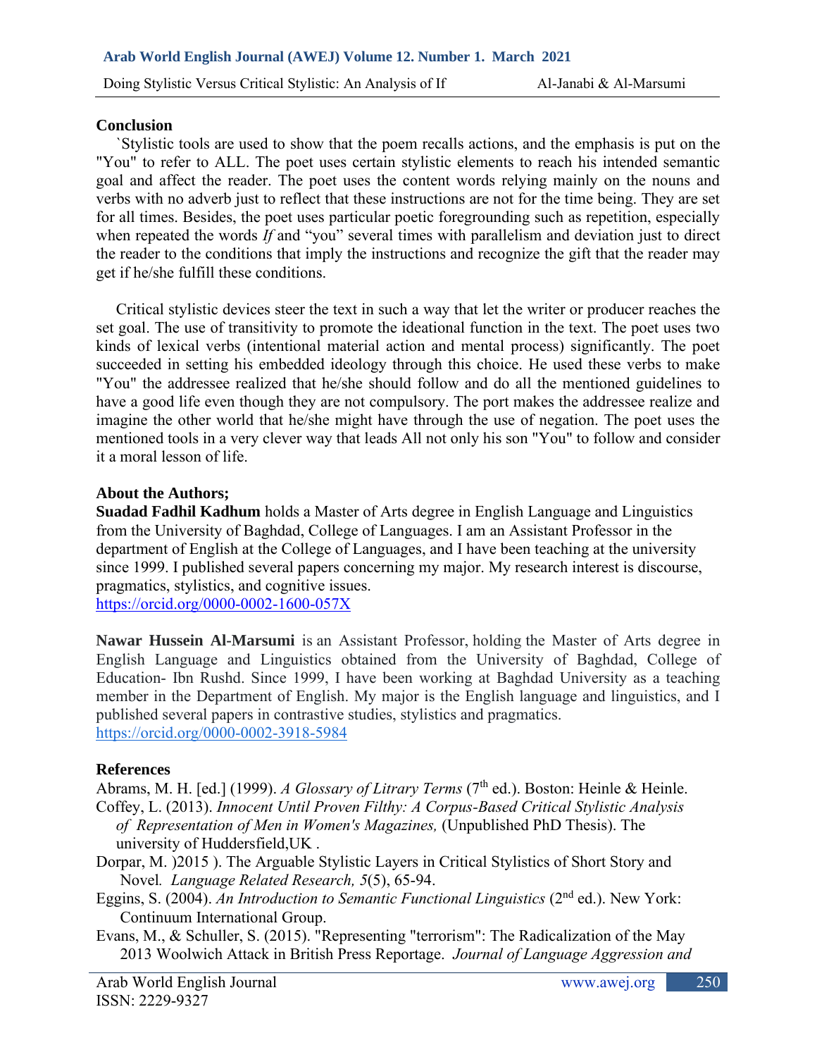**Conclusion**

`Stylistic tools are used to show that the poem recalls actions, and the emphasis is put on the "You" to refer to ALL. The poet uses certain stylistic elements to reach his intended semantic goal and affect the reader. The poet uses the content words relying mainly on the nouns and verbs with no adverb just to reflect that these instructions are not for the time being. They are set for all times. Besides, the poet uses particular poetic foregrounding such as repetition, especially when repeated the words *If* and "you" several times with parallelism and deviation just to direct the reader to the conditions that imply the instructions and recognize the gift that the reader may get if he/she fulfill these conditions.

Critical stylistic devices steer the text in such a way that let the writer or producer reaches the set goal. The use of transitivity to promote the ideational function in the text. The poet uses two kinds of lexical verbs (intentional material action and mental process) significantly. The poet succeeded in setting his embedded ideology through this choice. He used these verbs to make "You" the addressee realized that he/she should follow and do all the mentioned guidelines to have a good life even though they are not compulsory. The port makes the addressee realize and imagine the other world that he/she might have through the use of negation. The poet uses the mentioned tools in a very clever way that leads All not only his son "You" to follow and consider it a moral lesson of life.

**About the Authors;**

**Suadad Fadhil Kadhum** holds a Master of Arts degree in English Language and Linguistics from the University of Baghdad, College of Languages. I am an Assistant Professor in the department of English at the College of Languages, and I have been teaching at the university since 1999. I published several papers concerning my major. My research interest is discourse, pragmatics, stylistics, and cognitive issues.
https://orcid.org/0000-0002-1600-057X

**Nawar Hussein Al-Marsumi** is an Assistant Professor, holding the Master of Arts degree in English Language and Linguistics obtained from the University of Baghdad, College of Education- Ibn Rushd. Since 1999, I have been working at Baghdad University as a teaching member in the Department of English. My major is the English language and linguistics, and I published several papers in contrastive studies, stylistics and pragmatics.
https://orcid.org/0000-0002-3918-5984

**References**

Abrams, M. H. [ed.] (1999). *A Glossary of Litrary Terms* (7th ed.). Boston: Heinle & Heinle.

Coffey, L. (2013). *Innocent Until Proven Filthy: A Corpus-Based Critical Stylistic Analysis of Representation of Men in Women's Magazines,* (Unpublished PhD Thesis). The university of Huddersfield,UK .

Dorpar, M. )2015 ). The Arguable Stylistic Layers in Critical Stylistics of Short Story and Novel*. Language Related Research, 5*(5), 65-94.

Eggins, S. (2004). *An Introduction to Semantic Functional Linguistics* (2nd ed.). New York: Continuum International Group.

Evans, M., & Schuller, S. (2015). "Representing "terrorism": The Radicalization of the May 2013 Woolwich Attack in British Press Reportage. *Journal of Language Aggression and*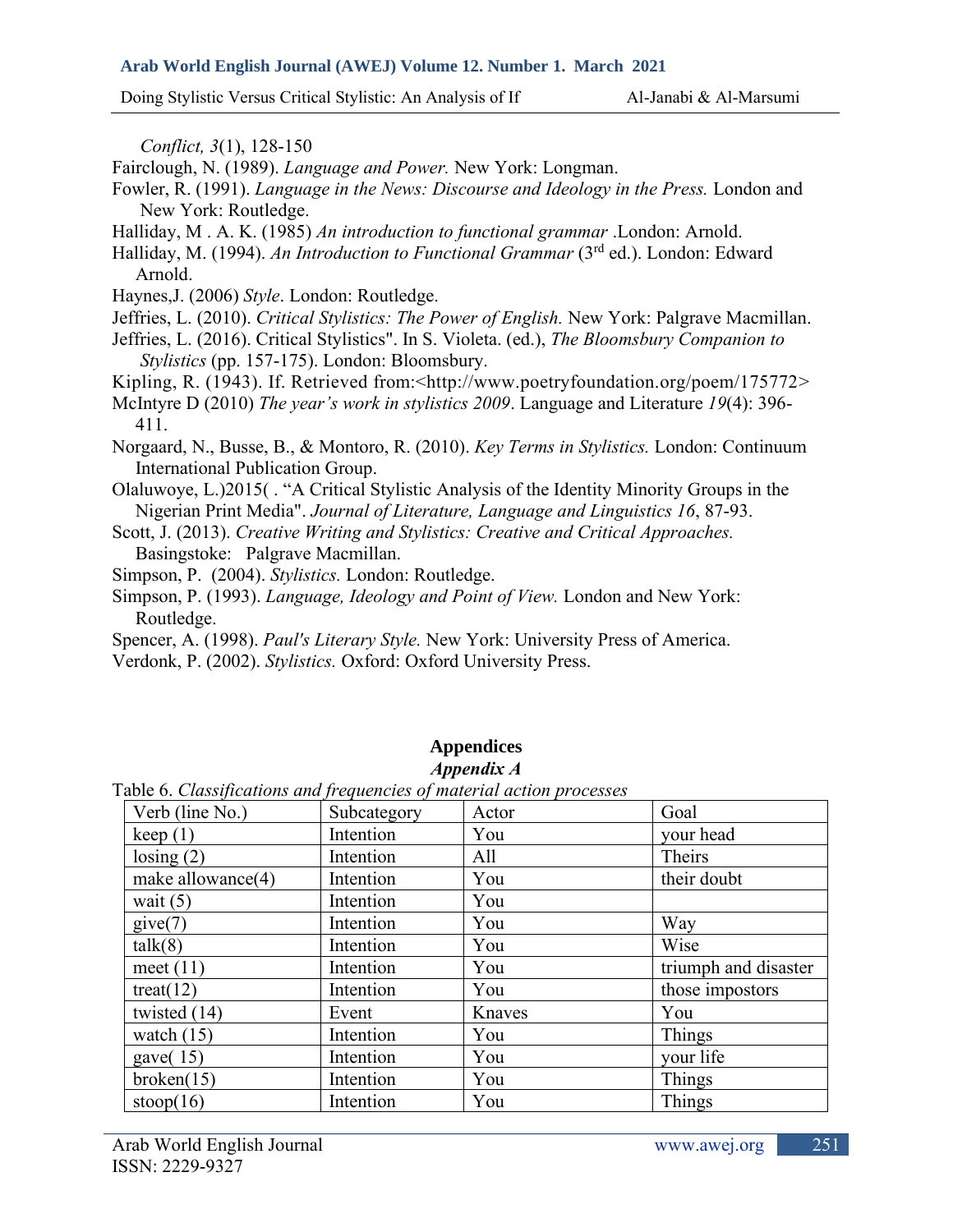*Conflict, 3*(1), 128-150

Fairclough, N. (1989). *Language and Power.* New York: Longman.

Fowler, R. (1991). *Language in the News: Discourse and Ideology in the Press.* London and New York: Routledge.

Halliday, M . A. K. (1985) *An introduction to functional grammar* .London: Arnold.

Halliday, M. (1994). *An Introduction to Functional Grammar* (3rd ed.). London: Edward Arnold.

Haynes,J. (2006) *Style*. London: Routledge.

Jeffries, L. (2010). *Critical Stylistics: The Power of English.* New York: Palgrave Macmillan.

Jeffries, L. (2016). Critical Stylistics". In S. Violeta. (ed.), *The Bloomsbury Companion to Stylistics* (pp. 157-175). London: Bloomsbury.

Kipling, R. (1943). If. Retrieved from:<http://www.poetryfoundation.org/poem/175772>

McIntyre D (2010) *The year's work in stylistics 2009*. Language and Literature *19*(4): 396-411.

Norgaard, N., Busse, B., & Montoro, R. (2010). *Key Terms in Stylistics.* London: Continuum International Publication Group.

Olaluwoye, L.)2015( . "A Critical Stylistic Analysis of the Identity Minority Groups in the Nigerian Print Media". *Journal of Literature, Language and Linguistics 16*, 87-93.

Scott, J. (2013). *Creative Writing and Stylistics: Creative and Critical Approaches.* Basingstoke: Palgrave Macmillan.

Simpson, P. (2004). *Stylistics.* London: Routledge.

Simpson, P. (1993). *Language, Ideology and Point of View.* London and New York: Routledge.

Spencer, A. (1998). *Paul's Literary Style.* New York: University Press of America.

Verdonk, P. (2002). *Stylistics.* Oxford: Oxford University Press.

## Appendices

### *Appendix A*

Table 6. *Classifications and frequencies of material action processes*

| Verb (line No.) | Subcategory | Actor | Goal |
|---|---|---|---|
| keep (1) | Intention | You | your head |
| losing (2) | Intention | All | Theirs |
| make allowance(4) | Intention | You | their doubt |
| wait (5) | Intention | You | |
| give(7) | Intention | You | Way |
| talk(8) | Intention | You | Wise |
| meet (11) | Intention | You | triumph and disaster |
| treat(12) | Intention | You | those impostors |
| twisted (14) | Event | Knaves | You |
| watch (15) | Intention | You | Things |
| gave( 15) | Intention | You | your life |
| broken(15) | Intention | You | Things |
| stoop(16) | Intention | You | Things |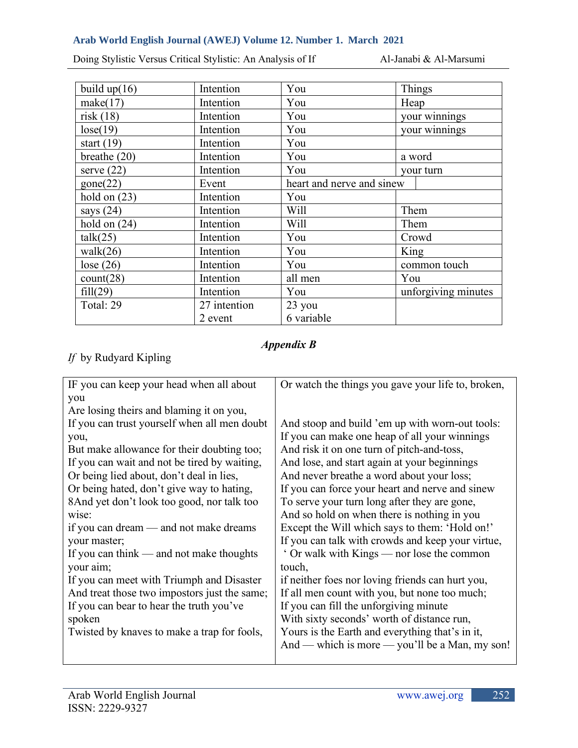| | | | |
|---|---|---|---|
| build up(16) | Intention | You | Things |
| make(17) | Intention | You | Heap |
| risk (18) | Intention | You | your winnings |
| lose(19) | Intention | You | your winnings |
| start (19) | Intention | You | |
| breathe (20) | Intention | You | a word |
| serve (22) | Intention | You | your turn |
| gone(22) | Event | heart and nerve and sinew | |
| hold on (23) | Intention | You | |
| says (24) | Intention | Will | Them |
| hold on (24) | Intention | Will | Them |
| talk(25) | Intention | You | Crowd |
| walk(26) | Intention | You | King |
| lose (26) | Intention | You | common touch |
| count(28) | Intention | all men | You |
| fill(29) | Intention | You | unforgiving minutes |
| Total: 29 | 27 intention<br>2 event | 23 you<br>6 variable | |

## *Appendix B*

*If* by Rudyard Kipling

IF you can keep your head when all about you
Are losing theirs and blaming it on you,
If you can trust yourself when all men doubt you,
But make allowance for their doubting too;
If you can wait and not be tired by waiting,
Or being lied about, don't deal in lies,
Or being hated, don't give way to hating,
8And yet don't look too good, nor talk too wise:
if you can dream — and not make dreams your master;
If you can think — and not make thoughts your aim;
If you can meet with Triumph and Disaster
And treat those two impostors just the same;
If you can bear to hear the truth you've spoken
Twisted by knaves to make a trap for fools,
Or watch the things you gave your life to, broken,

And stoop and build 'em up with worn-out tools:
If you can make one heap of all your winnings
And risk it on one turn of pitch-and-toss,
And lose, and start again at your beginnings
And never breathe a word about your loss;
If you can force your heart and nerve and sinew
To serve your turn long after they are gone,
And so hold on when there is nothing in you
Except the Will which says to them: 'Hold on!'
If you can talk with crowds and keep your virtue,
' Or walk with Kings — nor lose the common touch,
if neither foes nor loving friends can hurt you,
If all men count with you, but none too much;
If you can fill the unforgiving minute
With sixty seconds' worth of distance run,
Yours is the Earth and everything that's in it,
And — which is more — you'll be a Man, my son!